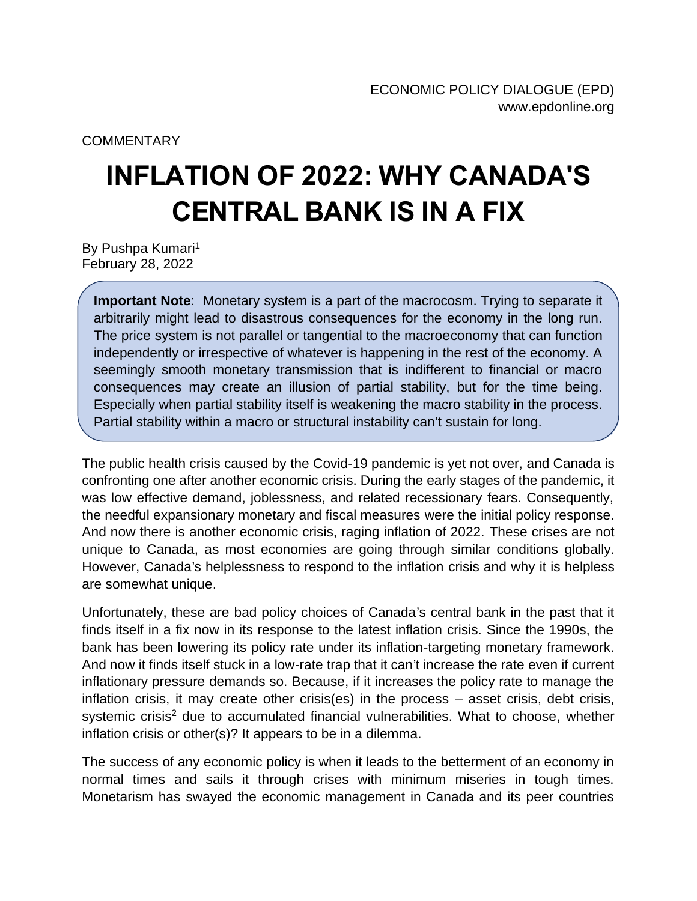ECONOMIC POLICY DIALOGUE (EPD)
www.epdonline.org

COMMENTARY

# INFLATION OF 2022: WHY CANADA'S CENTRAL BANK IS IN A FIX

By Pushpa Kumari[1]
February 28, 2022

> **Important Note**: Monetary system is a part of the macrocosm. Trying to separate it arbitrarily might lead to disastrous consequences for the economy in the long run. The price system is not parallel or tangential to the macroeconomy that can function independently or irrespective of whatever is happening in the rest of the economy. A seemingly smooth monetary transmission that is indifferent to financial or macro consequences may create an illusion of partial stability, but for the time being. Especially when partial stability itself is weakening the macro stability in the process. Partial stability within a macro or structural instability can't sustain for long.

The public health crisis caused by the Covid-19 pandemic is yet not over, and Canada is confronting one after another economic crisis. During the early stages of the pandemic, it was low effective demand, joblessness, and related recessionary fears. Consequently, the needful expansionary monetary and fiscal measures were the initial policy response. And now there is another economic crisis, raging inflation of 2022. These crises are not unique to Canada, as most economies are going through similar conditions globally. However, Canada's helplessness to respond to the inflation crisis and why it is helpless are somewhat unique.

Unfortunately, these are bad policy choices of Canada's central bank in the past that it finds itself in a fix now in its response to the latest inflation crisis. Since the 1990s, the bank has been lowering its policy rate under its inflation-targeting monetary framework. And now it finds itself stuck in a low-rate trap that it can't increase the rate even if current inflationary pressure demands so. Because, if it increases the policy rate to manage the inflation crisis, it may create other crisis(es) in the process – asset crisis, debt crisis, systemic crisis[2] due to accumulated financial vulnerabilities. What to choose, whether inflation crisis or other(s)? It appears to be in a dilemma.

The success of any economic policy is when it leads to the betterment of an economy in normal times and sails it through crises with minimum miseries in tough times. Monetarism has swayed the economic management in Canada and its peer countries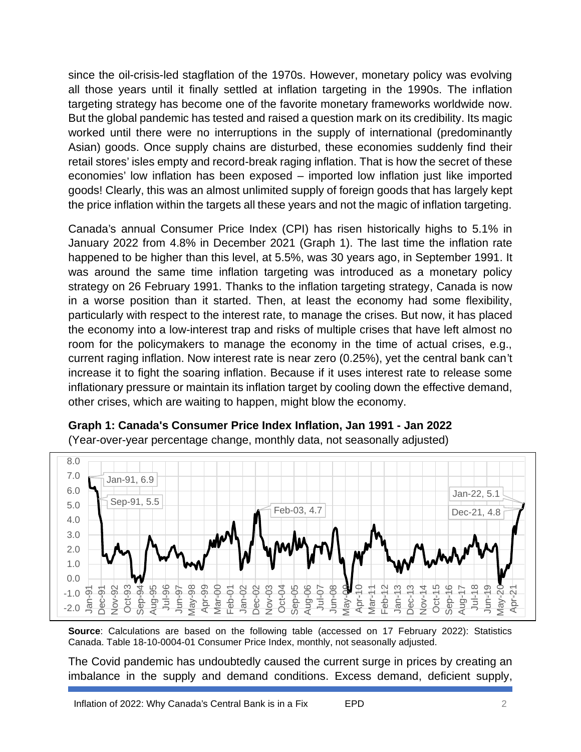since the oil-crisis-led stagflation of the 1970s. However, monetary policy was evolving all those years until it finally settled at inflation targeting in the 1990s. The inflation targeting strategy has become one of the favorite monetary frameworks worldwide now. But the global pandemic has tested and raised a question mark on its credibility. Its magic worked until there were no interruptions in the supply of international (predominantly Asian) goods. Once supply chains are disturbed, these economies suddenly find their retail stores' isles empty and record-break raging inflation. That is how the secret of these economies' low inflation has been exposed – imported low inflation just like imported goods! Clearly, this was an almost unlimited supply of foreign goods that has largely kept the price inflation within the targets all these years and not the magic of inflation targeting.

Canada's annual Consumer Price Index (CPI) has risen historically highs to 5.1% in January 2022 from 4.8% in December 2021 (Graph 1). The last time the inflation rate happened to be higher than this level, at 5.5%, was 30 years ago, in September 1991. It was around the same time inflation targeting was introduced as a monetary policy strategy on 26 February 1991. Thanks to the inflation targeting strategy, Canada is now in a worse position than it started. Then, at least the economy had some flexibility, particularly with respect to the interest rate, to manage the crises. But now, it has placed the economy into a low-interest trap and risks of multiple crises that have left almost no room for the policymakers to manage the economy in the time of actual crises, e.g., current raging inflation. Now interest rate is near zero (0.25%), yet the central bank can't increase it to fight the soaring inflation. Because if it uses interest rate to release some inflationary pressure or maintain its inflation target by cooling down the effective demand, other crises, which are waiting to happen, might blow the economy.

**Graph 1: Canada's Consumer Price Index Inflation, Jan 1991 - Jan 2022**

(Year-over-year percentage change, monthly data, not seasonally adjusted)

**Source**: Calculations are based on the following table (accessed on 17 February 2022): Statistics Canada. Table 18-10-0004-01 Consumer Price Index, monthly, not seasonally adjusted.

The Covid pandemic has undoubtedly caused the current surge in prices by creating an imbalance in the supply and demand conditions. Excess demand, deficient supply,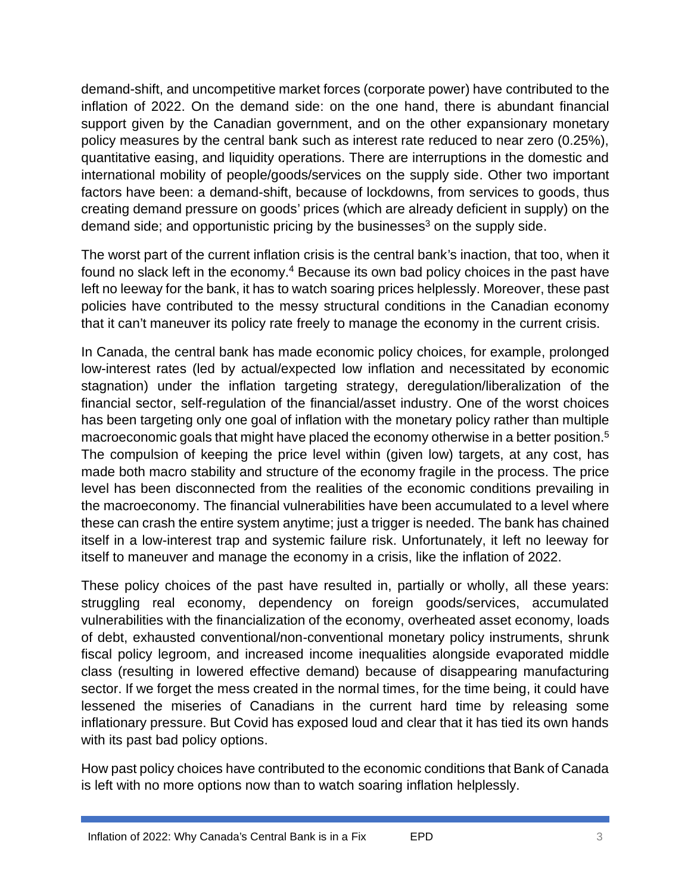demand-shift, and uncompetitive market forces (corporate power) have contributed to the inflation of 2022. On the demand side: on the one hand, there is abundant financial support given by the Canadian government, and on the other expansionary monetary policy measures by the central bank such as interest rate reduced to near zero (0.25%), quantitative easing, and liquidity operations. There are interruptions in the domestic and international mobility of people/goods/services on the supply side. Other two important factors have been: a demand-shift, because of lockdowns, from services to goods, thus creating demand pressure on goods' prices (which are already deficient in supply) on the demand side; and opportunistic pricing by the businesses[3] on the supply side.

The worst part of the current inflation crisis is the central bank's inaction, that too, when it found no slack left in the economy.[4] Because its own bad policy choices in the past have left no leeway for the bank, it has to watch soaring prices helplessly. Moreover, these past policies have contributed to the messy structural conditions in the Canadian economy that it can't maneuver its policy rate freely to manage the economy in the current crisis.

In Canada, the central bank has made economic policy choices, for example, prolonged low-interest rates (led by actual/expected low inflation and necessitated by economic stagnation) under the inflation targeting strategy, deregulation/liberalization of the financial sector, self-regulation of the financial/asset industry. One of the worst choices has been targeting only one goal of inflation with the monetary policy rather than multiple macroeconomic goals that might have placed the economy otherwise in a better position.[5] The compulsion of keeping the price level within (given low) targets, at any cost, has made both macro stability and structure of the economy fragile in the process. The price level has been disconnected from the realities of the economic conditions prevailing in the macroeconomy. The financial vulnerabilities have been accumulated to a level where these can crash the entire system anytime; just a trigger is needed. The bank has chained itself in a low-interest trap and systemic failure risk. Unfortunately, it left no leeway for itself to maneuver and manage the economy in a crisis, like the inflation of 2022.

These policy choices of the past have resulted in, partially or wholly, all these years: struggling real economy, dependency on foreign goods/services, accumulated vulnerabilities with the financialization of the economy, overheated asset economy, loads of debt, exhausted conventional/non-conventional monetary policy instruments, shrunk fiscal policy legroom, and increased income inequalities alongside evaporated middle class (resulting in lowered effective demand) because of disappearing manufacturing sector. If we forget the mess created in the normal times, for the time being, it could have lessened the miseries of Canadians in the current hard time by releasing some inflationary pressure. But Covid has exposed loud and clear that it has tied its own hands with its past bad policy options.

How past policy choices have contributed to the economic conditions that Bank of Canada is left with no more options now than to watch soaring inflation helplessly.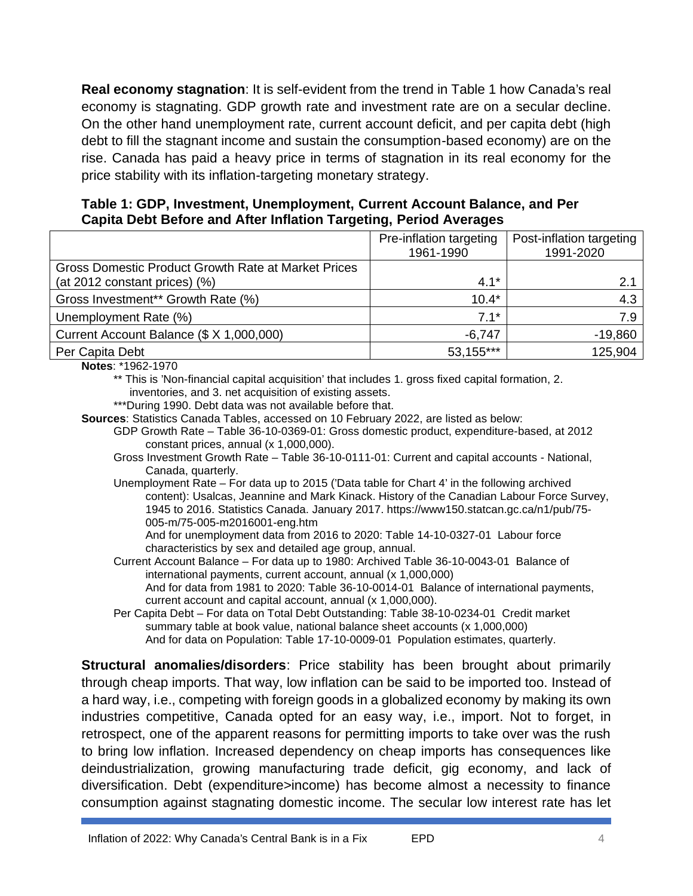**Real economy stagnation**: It is self-evident from the trend in Table 1 how Canada's real economy is stagnating. GDP growth rate and investment rate are on a secular decline. On the other hand unemployment rate, current account deficit, and per capita debt (high debt to fill the stagnant income and sustain the consumption-based economy) are on the rise. Canada has paid a heavy price in terms of stagnation in its real economy for the price stability with its inflation-targeting monetary strategy.

**Table 1: GDP, Investment, Unemployment, Current Account Balance, and Per Capita Debt Before and After Inflation Targeting, Period Averages**

| | Pre-inflation targeting 1961-1990 | Post-inflation targeting 1991-2020 |
|---|---|---|
| Gross Domestic Product Growth Rate at Market Prices (at 2012 constant prices) (%) | 4.1* | 2.1 |
| Gross Investment** Growth Rate (%) | 10.4* | 4.3 |
| Unemployment Rate (%) | 7.1* | 7.9 |
| Current Account Balance ($ X 1,000,000) | -6,747 | -19,860 |
| Per Capita Debt | 53,155*** | 125,904 |

**Notes**: *1962-1970

** This is 'Non-financial capital acquisition' that includes 1. gross fixed capital formation, 2. inventories, and 3. net acquisition of existing assets.

***During 1990. Debt data was not available before that.

**Sources**: Statistics Canada Tables, accessed on 10 February 2022, are listed as below:

GDP Growth Rate – Table 36-10-0369-01: Gross domestic product, expenditure-based, at 2012 constant prices, annual (x 1,000,000).

Gross Investment Growth Rate – Table 36-10-0111-01: Current and capital accounts - National, Canada, quarterly.

Unemployment Rate – For data up to 2015 ('Data table for Chart 4' in the following archived content): Usalcas, Jeannine and Mark Kinack. History of the Canadian Labour Force Survey, 1945 to 2016. Statistics Canada. January 2017. https://www150.statcan.gc.ca/n1/pub/75-005-m/75-005-m2016001-eng.htm
And for unemployment data from 2016 to 2020: Table 14-10-0327-01 Labour force characteristics by sex and detailed age group, annual.

Current Account Balance – For data up to 1980: Archived Table 36-10-0043-01 Balance of international payments, current account, annual (x 1,000,000)
And for data from 1981 to 2020: Table 36-10-0014-01 Balance of international payments, current account and capital account, annual (x 1,000,000).

Per Capita Debt – For data on Total Debt Outstanding: Table 38-10-0234-01 Credit market summary table at book value, national balance sheet accounts (x 1,000,000)
And for data on Population: Table 17-10-0009-01 Population estimates, quarterly.

**Structural anomalies/disorders**: Price stability has been brought about primarily through cheap imports. That way, low inflation can be said to be imported too. Instead of a hard way, i.e., competing with foreign goods in a globalized economy by making its own industries competitive, Canada opted for an easy way, i.e., import. Not to forget, in retrospect, one of the apparent reasons for permitting imports to take over was the rush to bring low inflation. Increased dependency on cheap imports has consequences like deindustrialization, growing manufacturing trade deficit, gig economy, and lack of diversification. Debt (expenditure>income) has become almost a necessity to finance consumption against stagnating domestic income. The secular low interest rate has let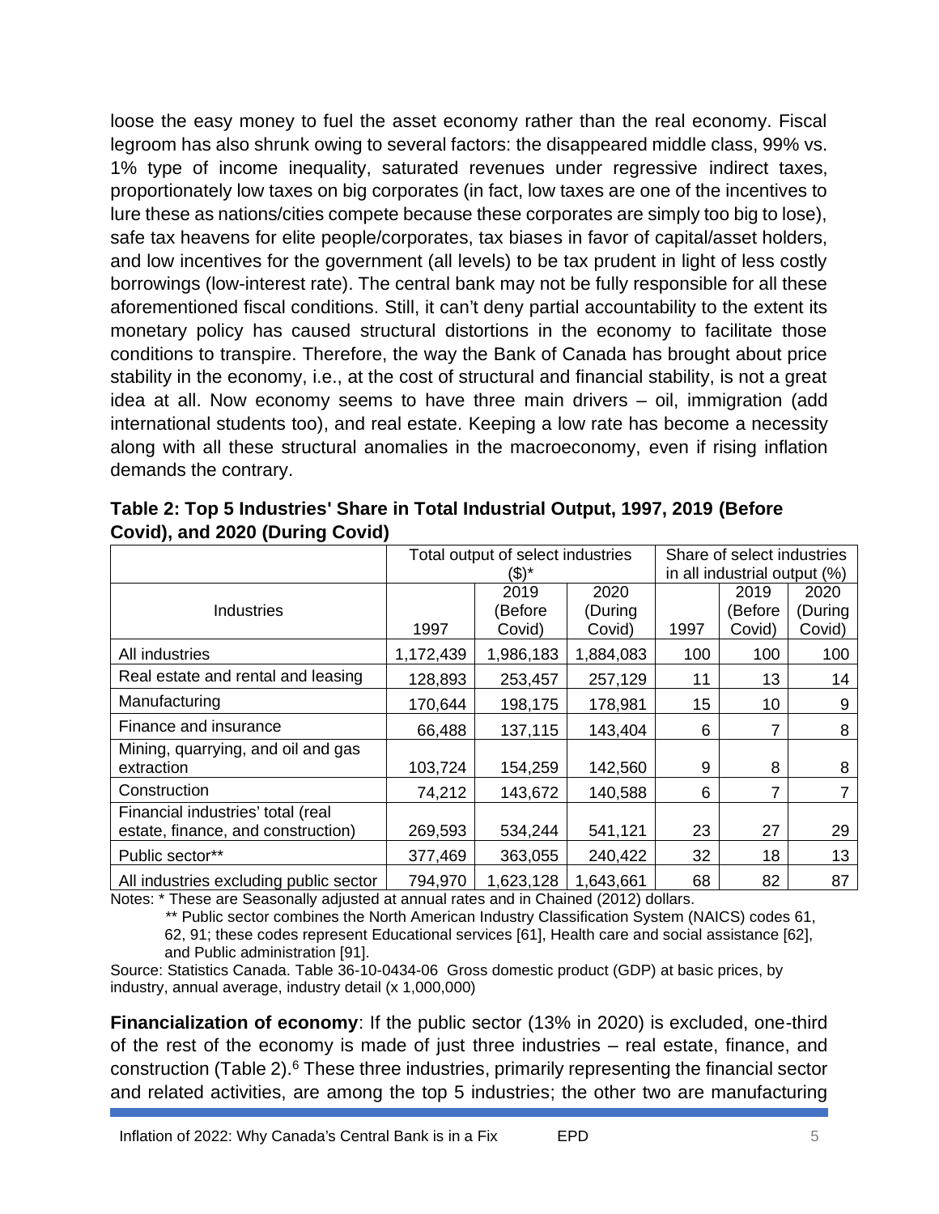loose the easy money to fuel the asset economy rather than the real economy. Fiscal legroom has also shrunk owing to several factors: the disappeared middle class, 99% vs. 1% type of income inequality, saturated revenues under regressive indirect taxes, proportionately low taxes on big corporates (in fact, low taxes are one of the incentives to lure these as nations/cities compete because these corporates are simply too big to lose), safe tax heavens for elite people/corporates, tax biases in favor of capital/asset holders, and low incentives for the government (all levels) to be tax prudent in light of less costly borrowings (low-interest rate). The central bank may not be fully responsible for all these aforementioned fiscal conditions. Still, it can't deny partial accountability to the extent its monetary policy has caused structural distortions in the economy to facilitate those conditions to transpire. Therefore, the way the Bank of Canada has brought about price stability in the economy, i.e., at the cost of structural and financial stability, is not a great idea at all. Now economy seems to have three main drivers – oil, immigration (add international students too), and real estate. Keeping a low rate has become a necessity along with all these structural anomalies in the macroeconomy, even if rising inflation demands the contrary.

**Table 2: Top 5 Industries' Share in Total Industrial Output, 1997, 2019 (Before Covid), and 2020 (During Covid)**

| | Total output of select industries ($)* | | | Share of select industries in all industrial output (%) | | |
|---|---|---|---|---|---|---|
| Industries | 1997 | 2019 (Before Covid) | 2020 (During Covid) | 1997 | 2019 (Before Covid) | 2020 (During Covid) |
| All industries | 1,172,439 | 1,986,183 | 1,884,083 | 100 | 100 | 100 |
| Real estate and rental and leasing | 128,893 | 253,457 | 257,129 | 11 | 13 | 14 |
| Manufacturing | 170,644 | 198,175 | 178,981 | 15 | 10 | 9 |
| Finance and insurance | 66,488 | 137,115 | 143,404 | 6 | 7 | 8 |
| Mining, quarrying, and oil and gas extraction | 103,724 | 154,259 | 142,560 | 9 | 8 | 8 |
| Construction | 74,212 | 143,672 | 140,588 | 6 | 7 | 7 |
| Financial industries' total (real estate, finance, and construction) | 269,593 | 534,244 | 541,121 | 23 | 27 | 29 |
| Public sector** | 377,469 | 363,055 | 240,422 | 32 | 18 | 13 |
| All industries excluding public sector | 794,970 | 1,623,128 | 1,643,661 | 68 | 82 | 87 |

Notes: * These are Seasonally adjusted at annual rates and in Chained (2012) dollars.
** Public sector combines the North American Industry Classification System (NAICS) codes 61, 62, 91; these codes represent Educational services [61], Health care and social assistance [62], and Public administration [91].

Source: Statistics Canada. Table 36-10-0434-06 Gross domestic product (GDP) at basic prices, by industry, annual average, industry detail (x 1,000,000)

**Financialization of economy**: If the public sector (13% in 2020) is excluded, one-third of the rest of the economy is made of just three industries – real estate, finance, and construction (Table 2).[6] These three industries, primarily representing the financial sector and related activities, are among the top 5 industries; the other two are manufacturing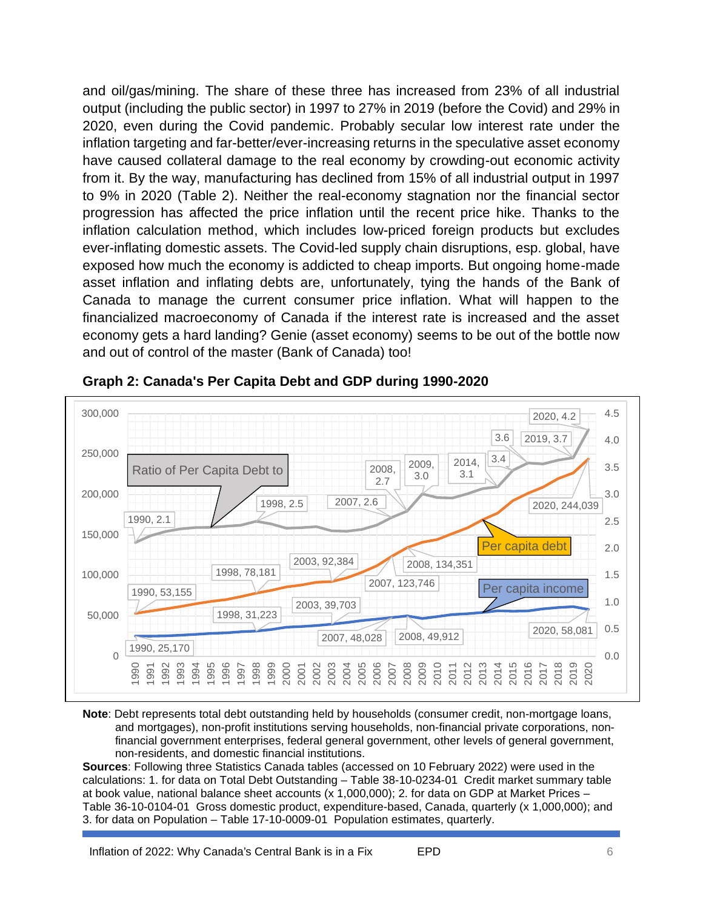and oil/gas/mining. The share of these three has increased from 23% of all industrial output (including the public sector) in 1997 to 27% in 2019 (before the Covid) and 29% in 2020, even during the Covid pandemic. Probably secular low interest rate under the inflation targeting and far-better/ever-increasing returns in the speculative asset economy have caused collateral damage to the real economy by crowding-out economic activity from it. By the way, manufacturing has declined from 15% of all industrial output in 1997 to 9% in 2020 (Table 2). Neither the real-economy stagnation nor the financial sector progression has affected the price inflation until the recent price hike. Thanks to the inflation calculation method, which includes low-priced foreign products but excludes ever-inflating domestic assets. The Covid-led supply chain disruptions, esp. global, have exposed how much the economy is addicted to cheap imports. But ongoing home-made asset inflation and inflating debts are, unfortunately, tying the hands of the Bank of Canada to manage the current consumer price inflation. What will happen to the financialized macroeconomy of Canada if the interest rate is increased and the asset economy gets a hard landing? Genie (asset economy) seems to be out of the bottle now and out of control of the master (Bank of Canada) too!

**Graph 2: Canada's Per Capita Debt and GDP during 1990-2020**

**Note**: Debt represents total debt outstanding held by households (consumer credit, non-mortgage loans, and mortgages), non-profit institutions serving households, non-financial private corporations, non-financial government enterprises, federal general government, other levels of general government, non-residents, and domestic financial institutions.

**Sources**: Following three Statistics Canada tables (accessed on 10 February 2022) were used in the calculations: 1. for data on Total Debt Outstanding – Table 38-10-0234-01 Credit market summary table at book value, national balance sheet accounts (x 1,000,000); 2. for data on GDP at Market Prices – Table 36-10-0104-01 Gross domestic product, expenditure-based, Canada, quarterly (x 1,000,000); and 3. for data on Population – Table 17-10-0009-01 Population estimates, quarterly.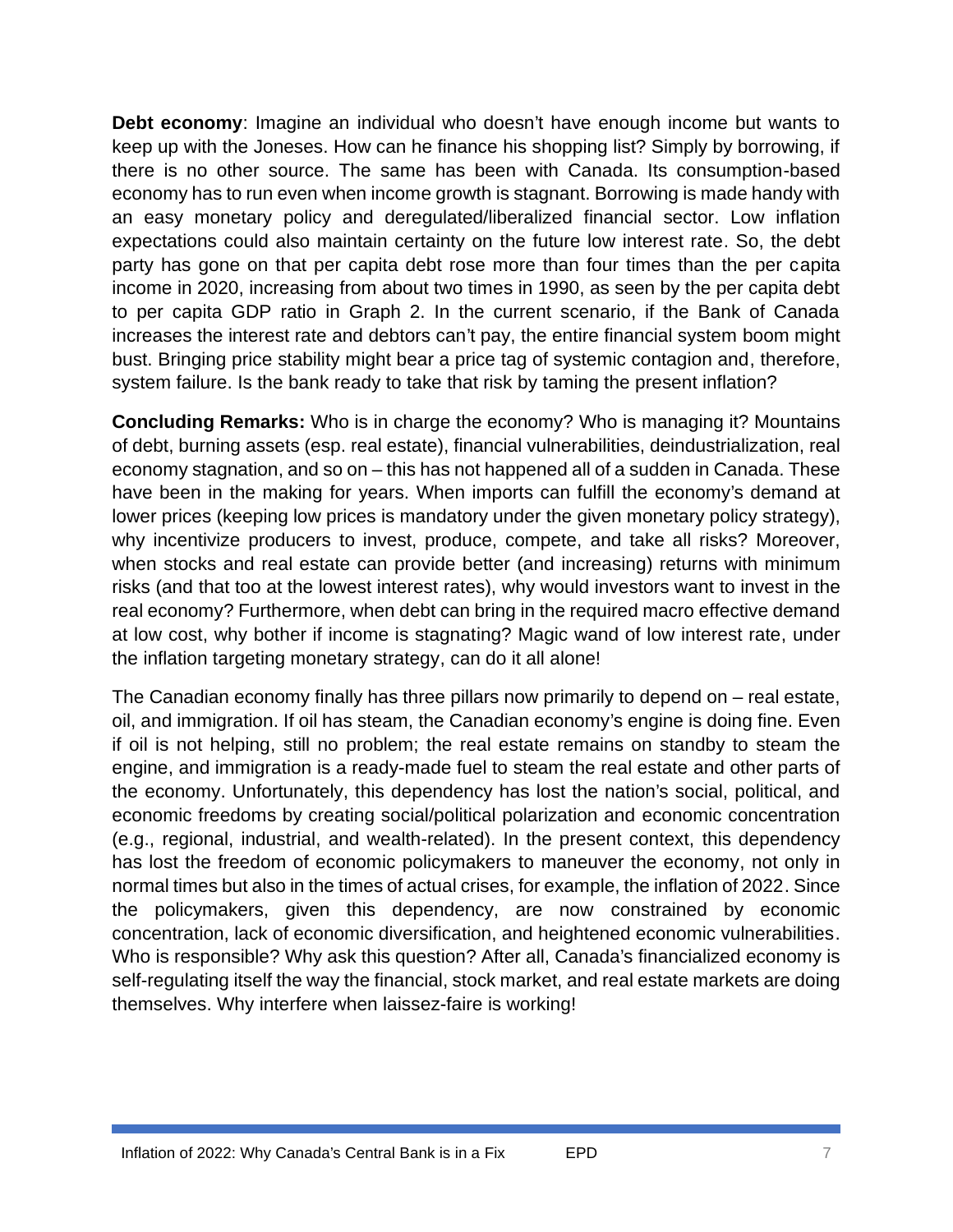**Debt economy**: Imagine an individual who doesn't have enough income but wants to keep up with the Joneses. How can he finance his shopping list? Simply by borrowing, if there is no other source. The same has been with Canada. Its consumption-based economy has to run even when income growth is stagnant. Borrowing is made handy with an easy monetary policy and deregulated/liberalized financial sector. Low inflation expectations could also maintain certainty on the future low interest rate. So, the debt party has gone on that per capita debt rose more than four times than the per capita income in 2020, increasing from about two times in 1990, as seen by the per capita debt to per capita GDP ratio in Graph 2. In the current scenario, if the Bank of Canada increases the interest rate and debtors can't pay, the entire financial system boom might bust. Bringing price stability might bear a price tag of systemic contagion and, therefore, system failure. Is the bank ready to take that risk by taming the present inflation?

**Concluding Remarks:** Who is in charge the economy? Who is managing it? Mountains of debt, burning assets (esp. real estate), financial vulnerabilities, deindustrialization, real economy stagnation, and so on – this has not happened all of a sudden in Canada. These have been in the making for years. When imports can fulfill the economy's demand at lower prices (keeping low prices is mandatory under the given monetary policy strategy), why incentivize producers to invest, produce, compete, and take all risks? Moreover, when stocks and real estate can provide better (and increasing) returns with minimum risks (and that too at the lowest interest rates), why would investors want to invest in the real economy? Furthermore, when debt can bring in the required macro effective demand at low cost, why bother if income is stagnating? Magic wand of low interest rate, under the inflation targeting monetary strategy, can do it all alone!

The Canadian economy finally has three pillars now primarily to depend on – real estate, oil, and immigration. If oil has steam, the Canadian economy's engine is doing fine. Even if oil is not helping, still no problem; the real estate remains on standby to steam the engine, and immigration is a ready-made fuel to steam the real estate and other parts of the economy. Unfortunately, this dependency has lost the nation's social, political, and economic freedoms by creating social/political polarization and economic concentration (e.g., regional, industrial, and wealth-related). In the present context, this dependency has lost the freedom of economic policymakers to maneuver the economy, not only in normal times but also in the times of actual crises, for example, the inflation of 2022. Since the policymakers, given this dependency, are now constrained by economic concentration, lack of economic diversification, and heightened economic vulnerabilities. Who is responsible? Why ask this question? After all, Canada's financialized economy is self-regulating itself the way the financial, stock market, and real estate markets are doing themselves. Why interfere when laissez-faire is working!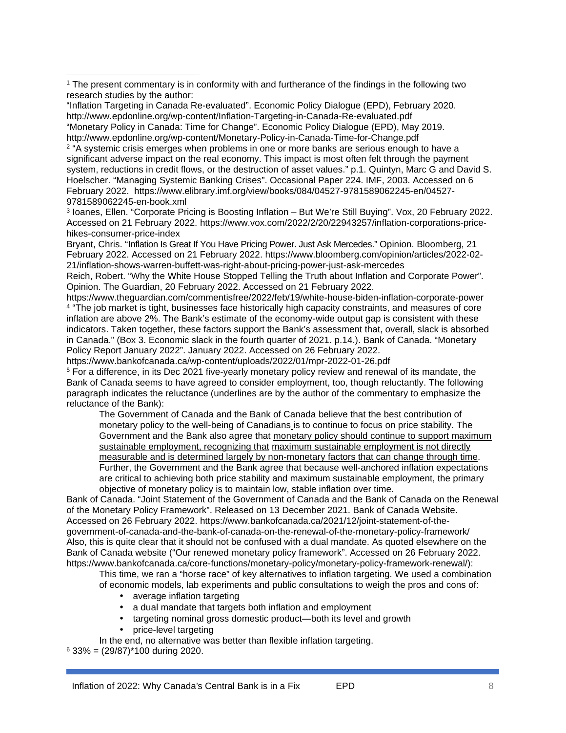[1] The present commentary is in conformity with and furtherance of the findings in the following two research studies by the author:

"Inflation Targeting in Canada Re-evaluated". Economic Policy Dialogue (EPD), February 2020. http://www.epdonline.org/wp-content/Inflation-Targeting-in-Canada-Re-evaluated.pdf

"Monetary Policy in Canada: Time for Change". Economic Policy Dialogue (EPD), May 2019. http://www.epdonline.org/wp-content/Monetary-Policy-in-Canada-Time-for-Change.pdf

[2] "A systemic crisis emerges when problems in one or more banks are serious enough to have a significant adverse impact on the real economy. This impact is most often felt through the payment system, reductions in credit flows, or the destruction of asset values." p.1. Quintyn, Marc G and David S. Hoelscher. "Managing Systemic Banking Crises". Occasional Paper 224. IMF, 2003. Accessed on 6 February 2022. https://www.elibrary.imf.org/view/books/084/04527-9781589062245-en/04527-9781589062245-en-book.xml

[3] Ioanes, Ellen. "Corporate Pricing is Boosting Inflation – But We're Still Buying". Vox, 20 February 2022. Accessed on 21 February 2022. https://www.vox.com/2022/2/20/22943257/inflation-corporations-price-hikes-consumer-price-index

Bryant, Chris. "Inflation Is Great If You Have Pricing Power. Just Ask Mercedes." Opinion. Bloomberg, 21 February 2022. Accessed on 21 February 2022. https://www.bloomberg.com/opinion/articles/2022-02-21/inflation-shows-warren-buffett-was-right-about-pricing-power-just-ask-mercedes

Reich, Robert. "Why the White House Stopped Telling the Truth about Inflation and Corporate Power". Opinion. The Guardian, 20 February 2022. Accessed on 21 February 2022. https://www.theguardian.com/commentisfree/2022/feb/19/white-house-biden-inflation-corporate-power

[4] "The job market is tight, businesses face historically high capacity constraints, and measures of core inflation are above 2%. The Bank's estimate of the economy-wide output gap is consistent with these indicators. Taken together, these factors support the Bank's assessment that, overall, slack is absorbed in Canada." (Box 3. Economic slack in the fourth quarter of 2021. p.14.). Bank of Canada. "Monetary Policy Report January 2022". January 2022. Accessed on 26 February 2022. https://www.bankofcanada.ca/wp-content/uploads/2022/01/mpr-2022-01-26.pdf

[5] For a difference, in its Dec 2021 five-yearly monetary policy review and renewal of its mandate, the Bank of Canada seems to have agreed to consider employment, too, though reluctantly. The following paragraph indicates the reluctance (underlines are by the author of the commentary to emphasize the reluctance of the Bank):

> The Government of Canada and the Bank of Canada believe that the best contribution of monetary policy to the well-being of Canadians is to continue to focus on price stability. The Government and the Bank also agree that <u>monetary policy should continue to support maximum sustainable employment, recognizing that</u> <u>maximum sustainable employment is not directly measurable and is determined largely by non-monetary factors that can change through time</u>. Further, the Government and the Bank agree that because well-anchored inflation expectations are critical to achieving both price stability and maximum sustainable employment, the primary objective of monetary policy is to maintain low, stable inflation over time.

Bank of Canada. "Joint Statement of the Government of Canada and the Bank of Canada on the Renewal of the Monetary Policy Framework". Released on 13 December 2021. Bank of Canada Website. Accessed on 26 February 2022. https://www.bankofcanada.ca/2021/12/joint-statement-of-the-government-of-canada-and-the-bank-of-canada-on-the-renewal-of-the-monetary-policy-framework/

Also, this is quite clear that it should not be confused with a dual mandate. As quoted elsewhere on the Bank of Canada website ("Our renewed monetary policy framework". Accessed on 26 February 2022. https://www.bankofcanada.ca/core-functions/monetary-policy/monetary-policy-framework-renewal/):

> This time, we ran a "horse race" of key alternatives to inflation targeting. We used a combination of economic models, lab experiments and public consultations to weigh the pros and cons of:
>
> - average inflation targeting
> - a dual mandate that targets both inflation and employment
> - targeting nominal gross domestic product—both its level and growth
> - price-level targeting
>
> In the end, no alternative was better than flexible inflation targeting.

[6] 33% = (29/87)*100 during 2020.